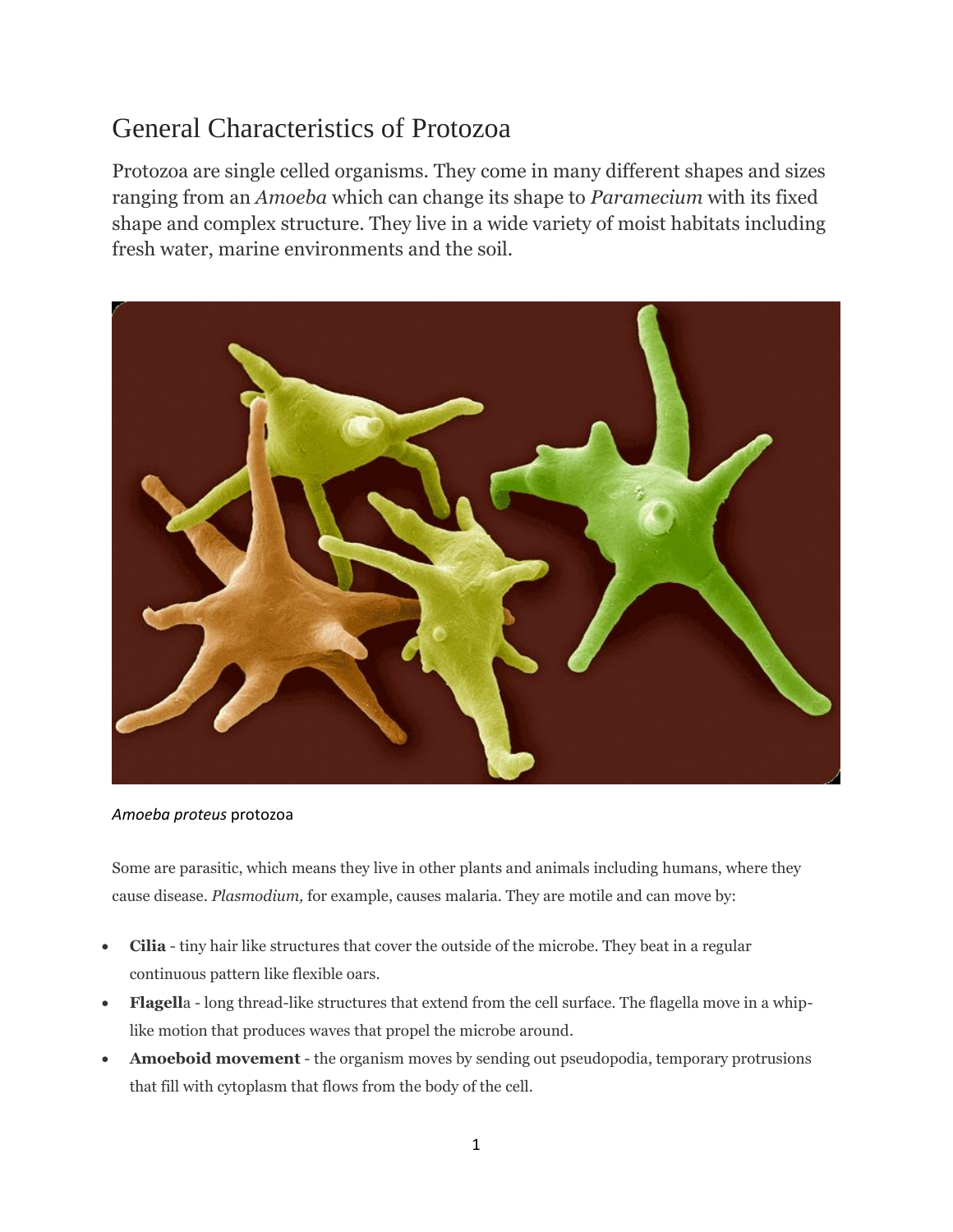# General Characteristics of Protozoa

Protozoa are single celled organisms. They come in many different shapes and sizes ranging from an *Amoeba* which can change its shape to *Paramecium* with its fixed shape and complex structure. They live in a wide variety of moist habitats including fresh water, marine environments and the soil.

*Amoeba proteus* protozoa

Some are parasitic, which means they live in other plants and animals including humans, where they cause disease. *Plasmodium,* for example, causes malaria. They are motile and can move by:

- **Cilia** - tiny hair like structures that cover the outside of the microbe. They beat in a regular continuous pattern like flexible oars.
- **Flagell**a - long thread-like structures that extend from the cell surface. The flagella move in a whip-like motion that produces waves that propel the microbe around.
- **Amoeboid movement** - the organism moves by sending out pseudopodia, temporary protrusions that fill with cytoplasm that flows from the body of the cell.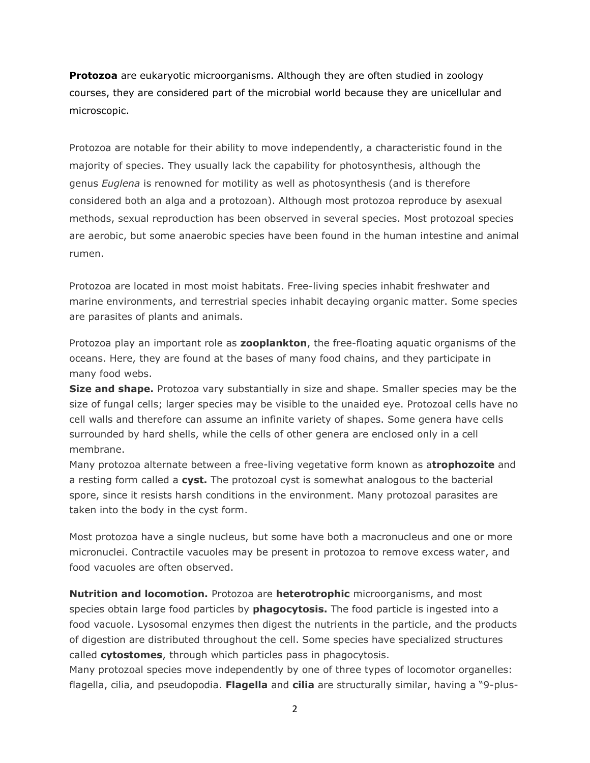**Protozoa** are eukaryotic microorganisms. Although they are often studied in zoology courses, they are considered part of the microbial world because they are unicellular and microscopic.

Protozoa are notable for their ability to move independently, a characteristic found in the majority of species. They usually lack the capability for photosynthesis, although the genus *Euglena* is renowned for motility as well as photosynthesis (and is therefore considered both an alga and a protozoan). Although most protozoa reproduce by asexual methods, sexual reproduction has been observed in several species. Most protozoal species are aerobic, but some anaerobic species have been found in the human intestine and animal rumen.

Protozoa are located in most moist habitats. Free-living species inhabit freshwater and marine environments, and terrestrial species inhabit decaying organic matter. Some species are parasites of plants and animals.

Protozoa play an important role as **zooplankton**, the free-floating aquatic organisms of the oceans. Here, they are found at the bases of many food chains, and they participate in many food webs.

**Size and shape.** Protozoa vary substantially in size and shape. Smaller species may be the size of fungal cells; larger species may be visible to the unaided eye. Protozoal cells have no cell walls and therefore can assume an infinite variety of shapes. Some genera have cells surrounded by hard shells, while the cells of other genera are enclosed only in a cell membrane.

Many protozoa alternate between a free-living vegetative form known as a**trophozoite** and a resting form called a **cyst.** The protozoal cyst is somewhat analogous to the bacterial spore, since it resists harsh conditions in the environment. Many protozoal parasites are taken into the body in the cyst form.

Most protozoa have a single nucleus, but some have both a macronucleus and one or more micronuclei. Contractile vacuoles may be present in protozoa to remove excess water, and food vacuoles are often observed.

**Nutrition and locomotion.** Protozoa are **heterotrophic** microorganisms, and most species obtain large food particles by **phagocytosis.** The food particle is ingested into a food vacuole. Lysosomal enzymes then digest the nutrients in the particle, and the products of digestion are distributed throughout the cell. Some species have specialized structures called **cytostomes**, through which particles pass in phagocytosis.

Many protozoal species move independently by one of three types of locomotor organelles: flagella, cilia, and pseudopodia. **Flagella** and **cilia** are structurally similar, having a "9-plus-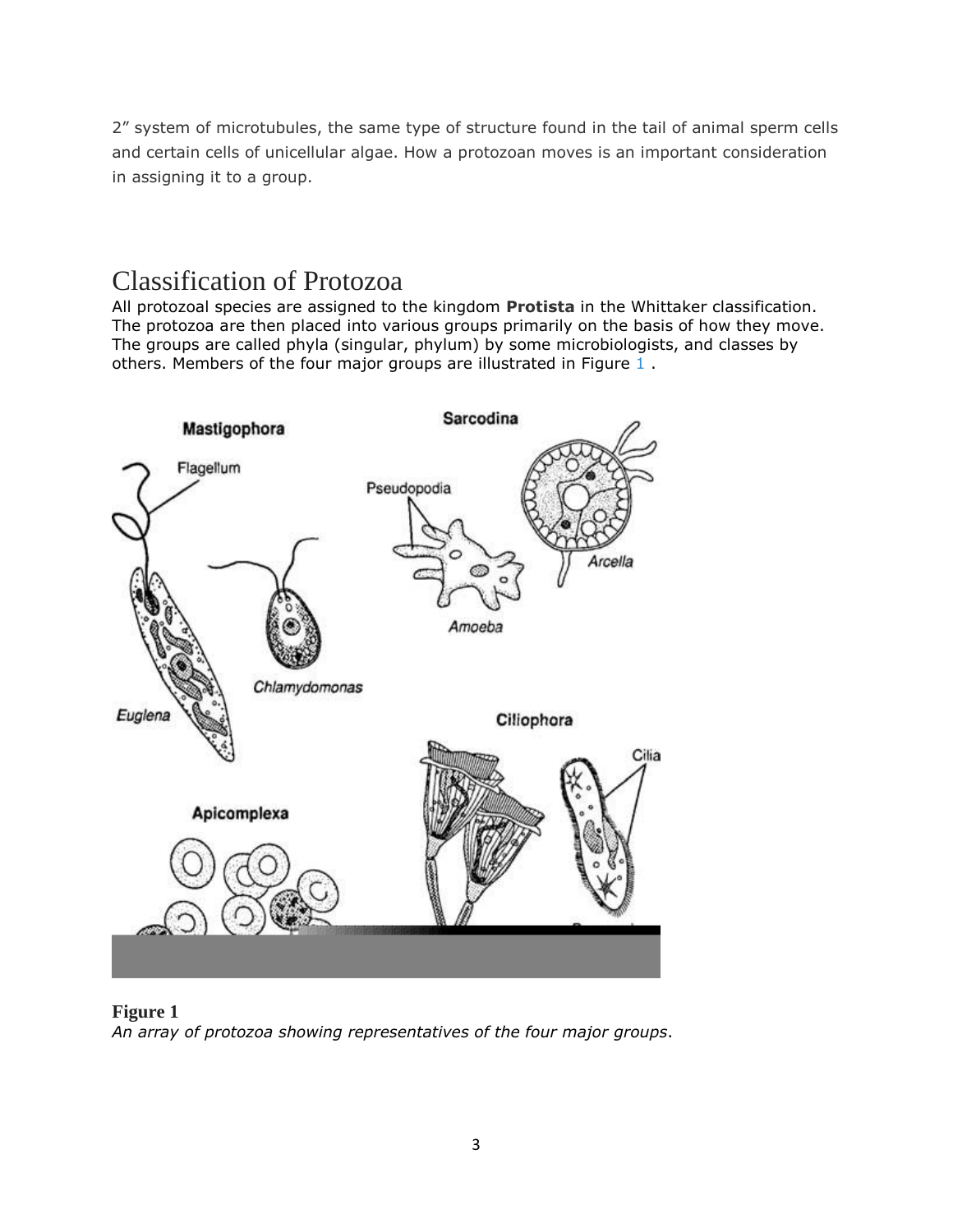2” system of microtubules, the same type of structure found in the tail of animal sperm cells and certain cells of unicellular algae. How a protozoan moves is an important consideration in assigning it to a group.

# Classification of Protozoa

All protozoal species are assigned to the kingdom **Protista** in the Whittaker classification. The protozoa are then placed into various groups primarily on the basis of how they move. The groups are called phyla (singular, phylum) by some microbiologists, and classes by others. Members of the four major groups are illustrated in Figure 1 .

**Figure 1**
*An array of protozoa showing representatives of the four major groups*.